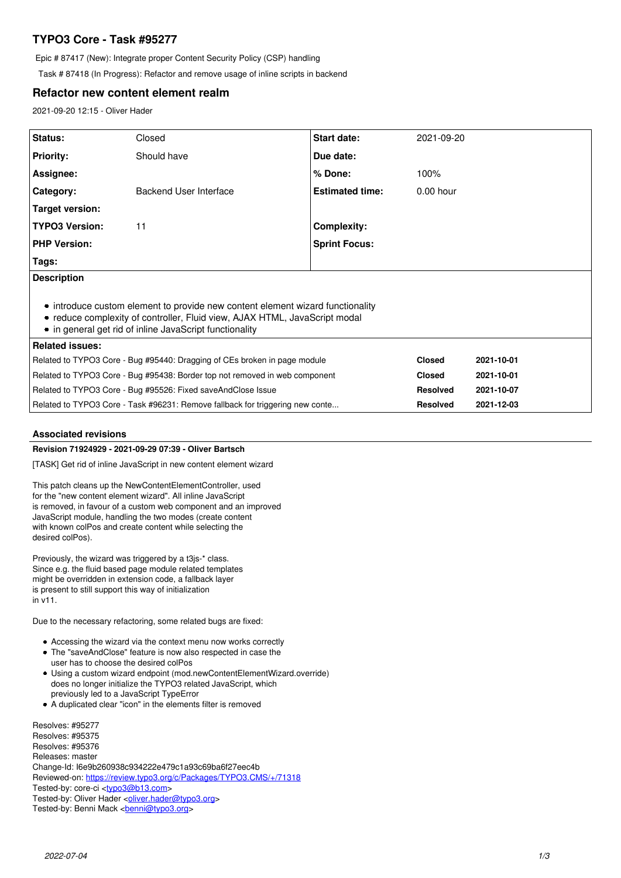# TYPO3 Core - Task #95277

Epic # 87417 (New): Integrate proper Content Security Policy (CSP) handling

Task # 87418 (In Progress): Refactor and remove usage of inline scripts in backend

## Refactor new content element realm

2021-09-20 12:15 - Oliver Hader

| Status: | Closed | Start date: | 2021-09-20 |
|---|---|---|---|
| Priority: | Should have | Due date: | |
| Assignee: | | % Done: | 100% |
| Category: | Backend User Interface | Estimated time: | 0.00 hour |
| Target version: | | | |
| TYPO3 Version: | 11 | Complexity: | |
| PHP Version: | | Sprint Focus: | |
| Tags: | | | |

**Description**

- introduce custom element to provide new content element wizard functionality
- reduce complexity of controller, Fluid view, AJAX HTML, JavaScript modal
- in general get rid of inline JavaScript functionality

**Related issues:**

| | | |
|---|---|---|
| Related to TYPO3 Core - Bug #95440: Dragging of CEs broken in page module | Closed | 2021-10-01 |
| Related to TYPO3 Core - Bug #95438: Border top not removed in web component | Closed | 2021-10-01 |
| Related to TYPO3 Core - Bug #95526: Fixed saveAndClose Issue | Resolved | 2021-10-07 |
| Related to TYPO3 Core - Task #96231: Remove fallback for triggering new conte... | Resolved | 2021-12-03 |

### Associated revisions

**Revision 71924929 - 2021-09-29 07:39 - Oliver Bartsch**

[TASK] Get rid of inline JavaScript in new content element wizard

This patch cleans up the NewContentElementController, used
for the "new content element wizard". All inline JavaScript
is removed, in favour of a custom web component and an improved
JavaScript module, handling the two modes (create content
with known colPos and create content while selecting the
desired colPos).

Previously, the wizard was triggered by a t3js-* class.
Since e.g. the fluid based page module related templates
might be overridden in extension code, a fallback layer
is present to still support this way of initialization
in v11.

Due to the necessary refactoring, some related bugs are fixed:

- Accessing the wizard via the context menu now works correctly
- The "saveAndClose" feature is now also respected in case the
  user has to choose the desired colPos
- Using a custom wizard endpoint (mod.newContentElementWizard.override)
  does no longer initialize the TYPO3 related JavaScript, which
  previously led to a JavaScript TypeError
- A duplicated clear "icon" in the elements filter is removed

Resolves: #95277
Resolves: #95375
Resolves: #95376
Releases: master
Change-Id: I6e9b260938c934222e479c1a93c69ba6f27eec4b
Reviewed-on: https://review.typo3.org/c/Packages/TYPO3.CMS/+/71318
Tested-by: core-ci <typo3@b13.com>
Tested-by: Oliver Hader <oliver.hader@typo3.org>
Tested-by: Benni Mack <benni@typo3.org>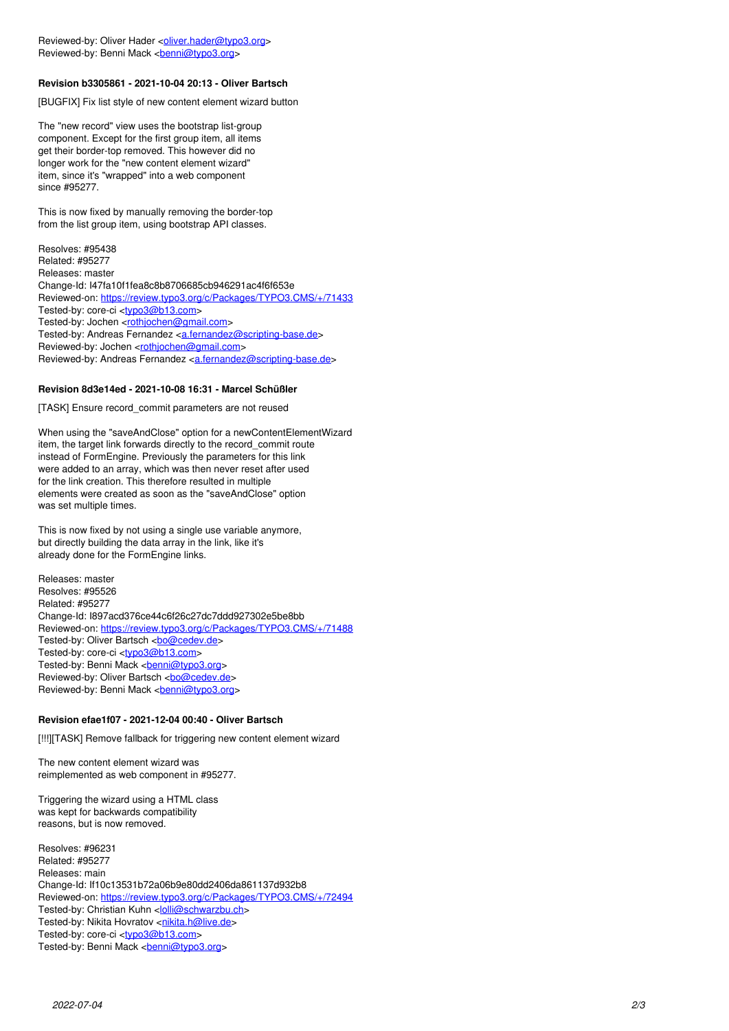Reviewed-by: Oliver Hader <oliver.hader@typo3.org>
Reviewed-by: Benni Mack <benni@typo3.org>

**Revision b3305861 - 2021-10-04 20:13 - Oliver Bartsch**

[BUGFIX] Fix list style of new content element wizard button

The "new record" view uses the bootstrap list-group
component. Except for the first group item, all items
get their border-top removed. This however did no
longer work for the "new content element wizard"
item, since it's "wrapped" into a web component
since #95277.

This is now fixed by manually removing the border-top
from the list group item, using bootstrap API classes.

Resolves: #95438
Related: #95277
Releases: master
Change-Id: I47fa10f1fea8c8b8706685cb946291ac4f6f653e
Reviewed-on: https://review.typo3.org/c/Packages/TYPO3.CMS/+/71433
Tested-by: core-ci <typo3@b13.com>
Tested-by: Jochen <rothjochen@gmail.com>
Tested-by: Andreas Fernandez <a.fernandez@scripting-base.de>
Reviewed-by: Jochen <rothjochen@gmail.com>
Reviewed-by: Andreas Fernandez <a.fernandez@scripting-base.de>

**Revision 8d3e14ed - 2021-10-08 16:31 - Marcel Schüßler**

[TASK] Ensure record_commit parameters are not reused

When using the "saveAndClose" option for a newContentElementWizard
item, the target link forwards directly to the record_commit route
instead of FormEngine. Previously the parameters for this link
were added to an array, which was then never reset after used
for the link creation. This therefore resulted in multiple
elements were created as soon as the "saveAndClose" option
was set multiple times.

This is now fixed by not using a single use variable anymore,
but directly building the data array in the link, like it's
already done for the FormEngine links.

Releases: master
Resolves: #95526
Related: #95277
Change-Id: I897acd376ce44c6f26c27dc7ddd927302e5be8bb
Reviewed-on: https://review.typo3.org/c/Packages/TYPO3.CMS/+/71488
Tested-by: Oliver Bartsch <bo@cedev.de>
Tested-by: core-ci <typo3@b13.com>
Tested-by: Benni Mack <benni@typo3.org>
Reviewed-by: Oliver Bartsch <bo@cedev.de>
Reviewed-by: Benni Mack <benni@typo3.org>

**Revision efae1f07 - 2021-12-04 00:40 - Oliver Bartsch**

[!!!][TASK] Remove fallback for triggering new content element wizard

The new content element wizard was
reimplemented as web component in #95277.

Triggering the wizard using a HTML class
was kept for backwards compatibility
reasons, but is now removed.

Resolves: #96231
Related: #95277
Releases: main
Change-Id: If10c13531b72a06b9e80dd2406da861137d932b8
Reviewed-on: https://review.typo3.org/c/Packages/TYPO3.CMS/+/72494
Tested-by: Christian Kuhn <lolli@schwarzbu.ch>
Tested-by: Nikita Hovratov <nikita.h@live.de>
Tested-by: core-ci <typo3@b13.com>
Tested-by: Benni Mack <benni@typo3.org>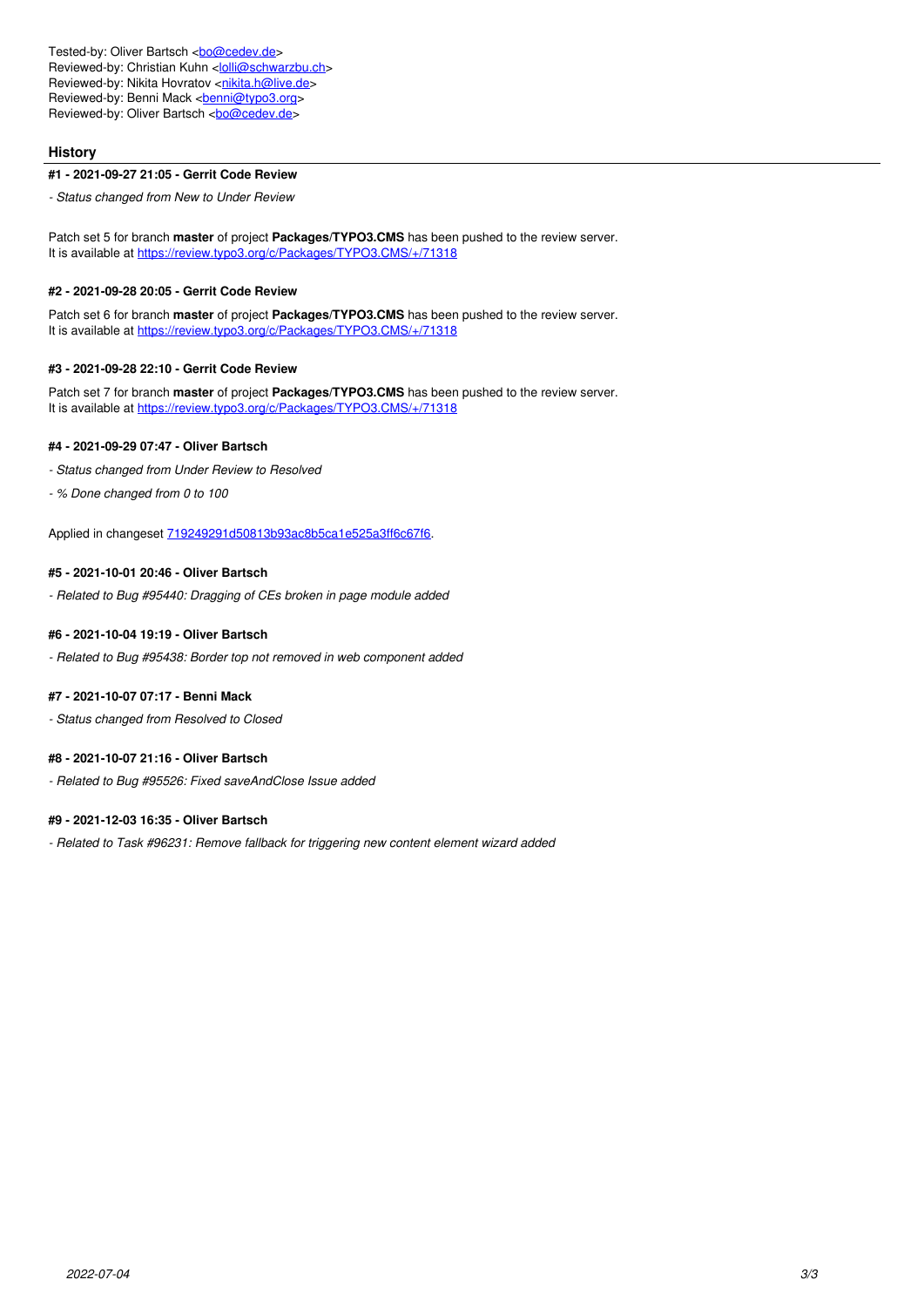Tested-by: Oliver Bartsch <bo@cedev.de>
Reviewed-by: Christian Kuhn <lolli@schwarzbu.ch>
Reviewed-by: Nikita Hovratov <nikita.h@live.de>
Reviewed-by: Benni Mack <benni@typo3.org>
Reviewed-by: Oliver Bartsch <bo@cedev.de>

## History

#### #1 - 2021-09-27 21:05 - Gerrit Code Review

- *Status changed from New to Under Review*

Patch set 5 for branch **master** of project **Packages/TYPO3.CMS** has been pushed to the review server.
It is available at https://review.typo3.org/c/Packages/TYPO3.CMS/+/71318

#### #2 - 2021-09-28 20:05 - Gerrit Code Review

Patch set 6 for branch **master** of project **Packages/TYPO3.CMS** has been pushed to the review server.
It is available at https://review.typo3.org/c/Packages/TYPO3.CMS/+/71318

#### #3 - 2021-09-28 22:10 - Gerrit Code Review

Patch set 7 for branch **master** of project **Packages/TYPO3.CMS** has been pushed to the review server.
It is available at https://review.typo3.org/c/Packages/TYPO3.CMS/+/71318

#### #4 - 2021-09-29 07:47 - Oliver Bartsch

- *Status changed from Under Review to Resolved*
- *% Done changed from 0 to 100*

Applied in changeset 719249291d50813b93ac8b5ca1e525a3ff6c67f6.

#### #5 - 2021-10-01 20:46 - Oliver Bartsch

- *Related to Bug #95440: Dragging of CEs broken in page module added*

#### #6 - 2021-10-04 19:19 - Oliver Bartsch

- *Related to Bug #95438: Border top not removed in web component added*

#### #7 - 2021-10-07 07:17 - Benni Mack

- *Status changed from Resolved to Closed*

#### #8 - 2021-10-07 21:16 - Oliver Bartsch

- *Related to Bug #95526: Fixed saveAndClose Issue added*

#### #9 - 2021-12-03 16:35 - Oliver Bartsch

- *Related to Task #96231: Remove fallback for triggering new content element wizard added*